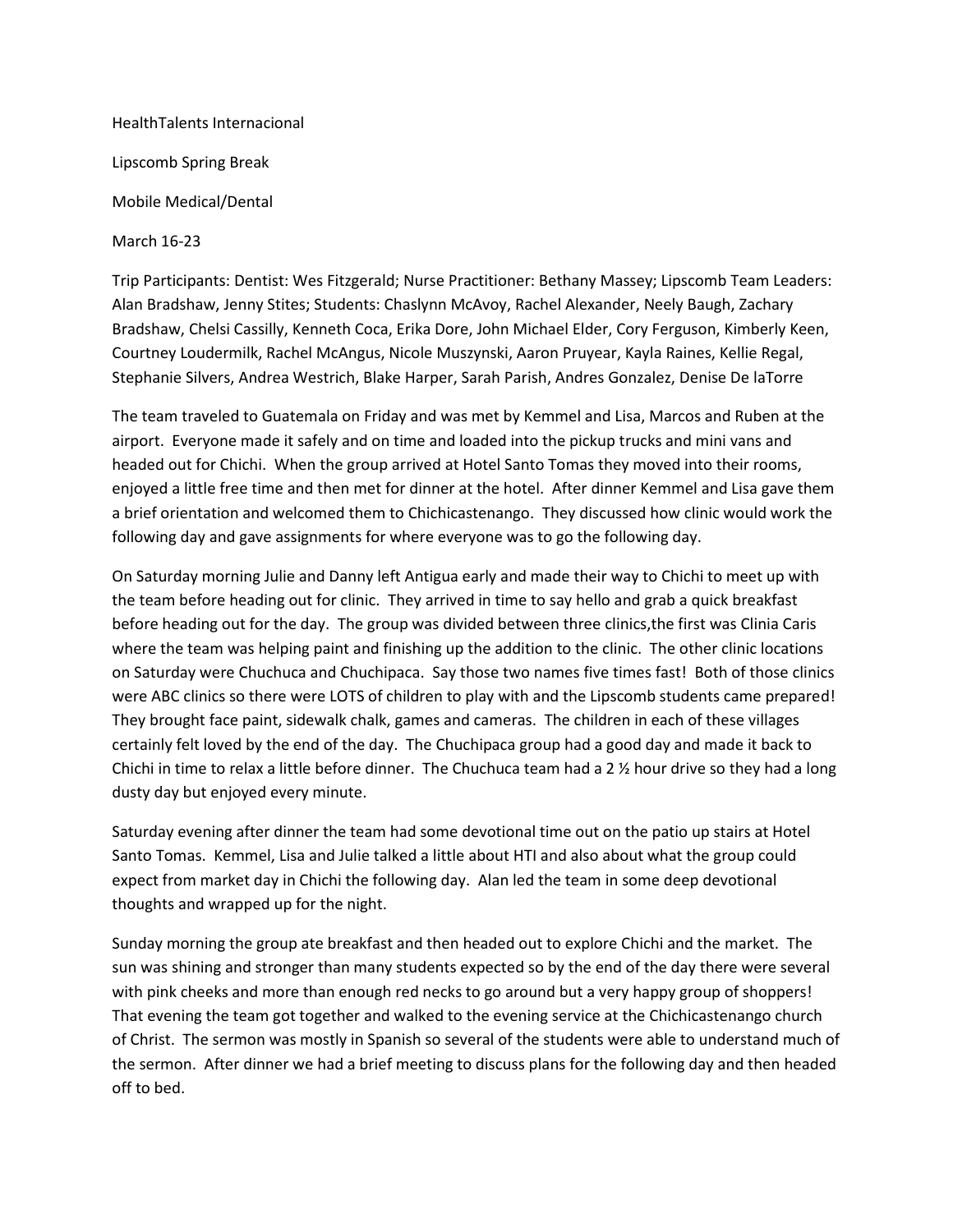HealthTalents Internacional

Lipscomb Spring Break

Mobile Medical/Dental

March 16-23

Trip Participants: Dentist: Wes Fitzgerald; Nurse Practitioner: Bethany Massey; Lipscomb Team Leaders: Alan Bradshaw, Jenny Stites; Students: Chaslynn McAvoy, Rachel Alexander, Neely Baugh, Zachary Bradshaw, Chelsi Cassilly, Kenneth Coca, Erika Dore, John Michael Elder, Cory Ferguson, Kimberly Keen, Courtney Loudermilk, Rachel McAngus, Nicole Muszynski, Aaron Pruyear, Kayla Raines, Kellie Regal, Stephanie Silvers, Andrea Westrich, Blake Harper, Sarah Parish, Andres Gonzalez, Denise De laTorre

The team traveled to Guatemala on Friday and was met by Kemmel and Lisa, Marcos and Ruben at the airport. Everyone made it safely and on time and loaded into the pickup trucks and mini vans and headed out for Chichi. When the group arrived at Hotel Santo Tomas they moved into their rooms, enjoyed a little free time and then met for dinner at the hotel. After dinner Kemmel and Lisa gave them a brief orientation and welcomed them to Chichicastenango. They discussed how clinic would work the following day and gave assignments for where everyone was to go the following day.

On Saturday morning Julie and Danny left Antigua early and made their way to Chichi to meet up with the team before heading out for clinic. They arrived in time to say hello and grab a quick breakfast before heading out for the day. The group was divided between three clinics,the first was Clinia Caris where the team was helping paint and finishing up the addition to the clinic. The other clinic locations on Saturday were Chuchuca and Chuchipaca. Say those two names five times fast! Both of those clinics were ABC clinics so there were LOTS of children to play with and the Lipscomb students came prepared! They brought face paint, sidewalk chalk, games and cameras. The children in each of these villages certainly felt loved by the end of the day. The Chuchipaca group had a good day and made it back to Chichi in time to relax a little before dinner. The Chuchuca team had a 2 ½ hour drive so they had a long dusty day but enjoyed every minute.

Saturday evening after dinner the team had some devotional time out on the patio up stairs at Hotel Santo Tomas. Kemmel, Lisa and Julie talked a little about HTI and also about what the group could expect from market day in Chichi the following day. Alan led the team in some deep devotional thoughts and wrapped up for the night.

Sunday morning the group ate breakfast and then headed out to explore Chichi and the market. The sun was shining and stronger than many students expected so by the end of the day there were several with pink cheeks and more than enough red necks to go around but a very happy group of shoppers! That evening the team got together and walked to the evening service at the Chichicastenango church of Christ. The sermon was mostly in Spanish so several of the students were able to understand much of the sermon. After dinner we had a brief meeting to discuss plans for the following day and then headed off to bed.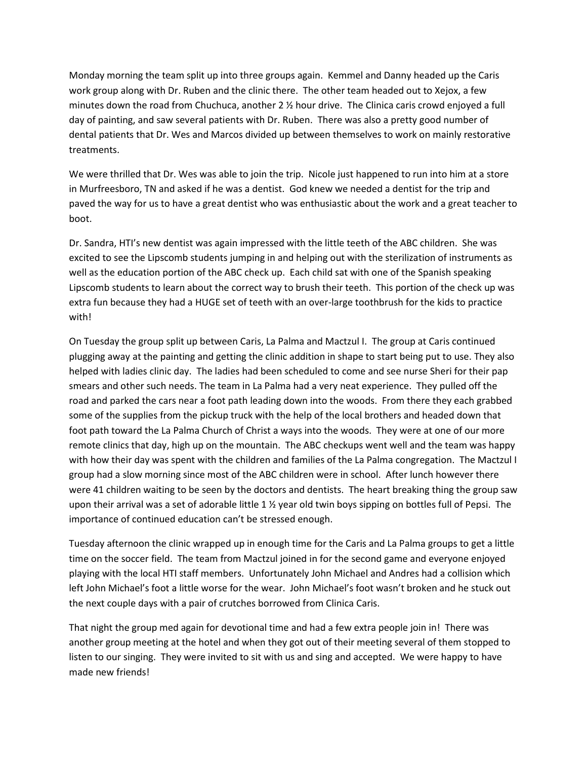Monday morning the team split up into three groups again. Kemmel and Danny headed up the Caris work group along with Dr. Ruben and the clinic there. The other team headed out to Xejox, a few minutes down the road from Chuchuca, another 2 ½ hour drive. The Clinica caris crowd enjoyed a full day of painting, and saw several patients with Dr. Ruben. There was also a pretty good number of dental patients that Dr. Wes and Marcos divided up between themselves to work on mainly restorative treatments.

We were thrilled that Dr. Wes was able to join the trip. Nicole just happened to run into him at a store in Murfreesboro, TN and asked if he was a dentist. God knew we needed a dentist for the trip and paved the way for us to have a great dentist who was enthusiastic about the work and a great teacher to boot.

Dr. Sandra, HTI's new dentist was again impressed with the little teeth of the ABC children. She was excited to see the Lipscomb students jumping in and helping out with the sterilization of instruments as well as the education portion of the ABC check up. Each child sat with one of the Spanish speaking Lipscomb students to learn about the correct way to brush their teeth. This portion of the check up was extra fun because they had a HUGE set of teeth with an over-large toothbrush for the kids to practice with!

On Tuesday the group split up between Caris, La Palma and Mactzul I. The group at Caris continued plugging away at the painting and getting the clinic addition in shape to start being put to use. They also helped with ladies clinic day. The ladies had been scheduled to come and see nurse Sheri for their pap smears and other such needs. The team in La Palma had a very neat experience. They pulled off the road and parked the cars near a foot path leading down into the woods. From there they each grabbed some of the supplies from the pickup truck with the help of the local brothers and headed down that foot path toward the La Palma Church of Christ a ways into the woods. They were at one of our more remote clinics that day, high up on the mountain. The ABC checkups went well and the team was happy with how their day was spent with the children and families of the La Palma congregation. The Mactzul I group had a slow morning since most of the ABC children were in school. After lunch however there were 41 children waiting to be seen by the doctors and dentists. The heart breaking thing the group saw upon their arrival was a set of adorable little 1 ½ year old twin boys sipping on bottles full of Pepsi. The importance of continued education can't be stressed enough.

Tuesday afternoon the clinic wrapped up in enough time for the Caris and La Palma groups to get a little time on the soccer field. The team from Mactzul joined in for the second game and everyone enjoyed playing with the local HTI staff members. Unfortunately John Michael and Andres had a collision which left John Michael's foot a little worse for the wear. John Michael's foot wasn't broken and he stuck out the next couple days with a pair of crutches borrowed from Clinica Caris.

That night the group med again for devotional time and had a few extra people join in! There was another group meeting at the hotel and when they got out of their meeting several of them stopped to listen to our singing. They were invited to sit with us and sing and accepted. We were happy to have made new friends!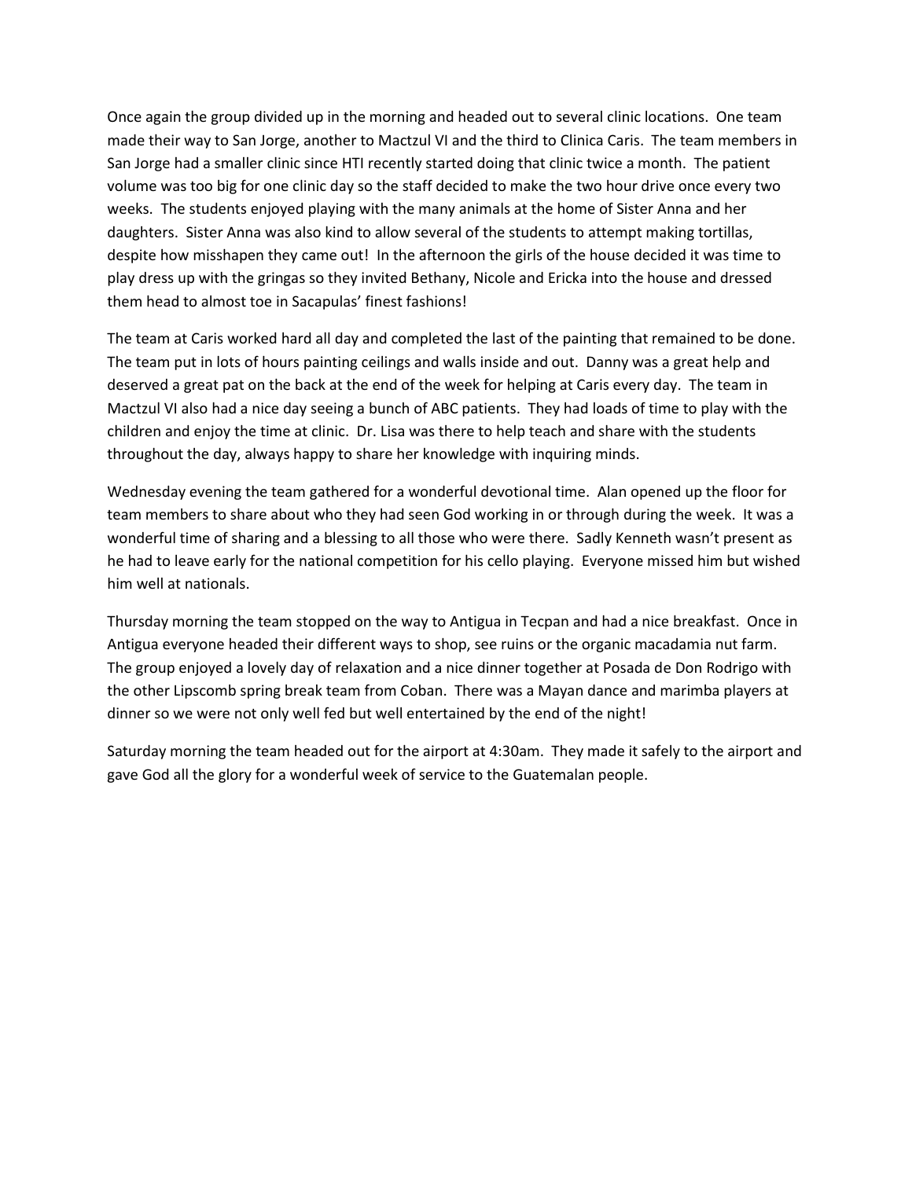Once again the group divided up in the morning and headed out to several clinic locations. One team made their way to San Jorge, another to Mactzul VI and the third to Clinica Caris. The team members in San Jorge had a smaller clinic since HTI recently started doing that clinic twice a month. The patient volume was too big for one clinic day so the staff decided to make the two hour drive once every two weeks. The students enjoyed playing with the many animals at the home of Sister Anna and her daughters. Sister Anna was also kind to allow several of the students to attempt making tortillas, despite how misshapen they came out! In the afternoon the girls of the house decided it was time to play dress up with the gringas so they invited Bethany, Nicole and Ericka into the house and dressed them head to almost toe in Sacapulas' finest fashions!

The team at Caris worked hard all day and completed the last of the painting that remained to be done. The team put in lots of hours painting ceilings and walls inside and out. Danny was a great help and deserved a great pat on the back at the end of the week for helping at Caris every day. The team in Mactzul VI also had a nice day seeing a bunch of ABC patients. They had loads of time to play with the children and enjoy the time at clinic. Dr. Lisa was there to help teach and share with the students throughout the day, always happy to share her knowledge with inquiring minds.

Wednesday evening the team gathered for a wonderful devotional time. Alan opened up the floor for team members to share about who they had seen God working in or through during the week. It was a wonderful time of sharing and a blessing to all those who were there. Sadly Kenneth wasn't present as he had to leave early for the national competition for his cello playing. Everyone missed him but wished him well at nationals.

Thursday morning the team stopped on the way to Antigua in Tecpan and had a nice breakfast. Once in Antigua everyone headed their different ways to shop, see ruins or the organic macadamia nut farm. The group enjoyed a lovely day of relaxation and a nice dinner together at Posada de Don Rodrigo with the other Lipscomb spring break team from Coban. There was a Mayan dance and marimba players at dinner so we were not only well fed but well entertained by the end of the night!

Saturday morning the team headed out for the airport at 4:30am. They made it safely to the airport and gave God all the glory for a wonderful week of service to the Guatemalan people.